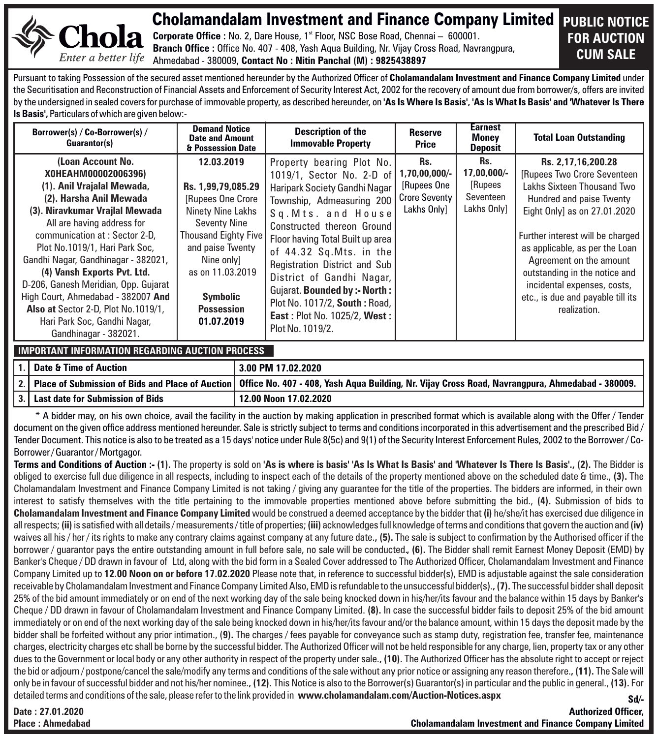# Cholamandalam Investment and Finance Company Limited

**Chola** *Enter a better life*

**Corporate Office :** No. 2, Dare House, 1st Floor, NSC Bose Road, Chennai – 600001.
**Branch Office :** Office No. 407 - 408, Yash Aqua Building, Nr. Vijay Cross Road, Navrangpura, Ahmedabad - 380009, **Contact No : Nitin Panchal (M) : 9825438897**

## PUBLIC NOTICE FOR AUCTION CUM SALE

Pursuant to taking Possession of the secured asset mentioned hereunder by the Authorized Officer of **Cholamandalam Investment and Finance Company Limited** under the Securitisation and Reconstruction of Financial Assets and Enforcement of Security Interest Act, 2002 for the recovery of amount due from borrower/s, offers are invited by the undersigned in sealed covers for purchase of immovable property, as described hereunder, on **'As Is Where Is Basis', 'As Is What Is Basis'** and **'Whatever Is There Is Basis',** Particulars of which are given below:-

| Borrower(s) / Co-Borrower(s) / Guarantor(s) | Demand Notice Date and Amount & Possession Date | Description of the Immovable Property | Reserve Price | Earnest Money Deposit | Total Loan Outstanding |
|---|---|---|---|---|---|
| **(Loan Account No. X0HEAHM00002006396)** **(1). Anil Vrajalal Mewada,** **(2). Harsha Anil Mewada** **(3). Niravkumar Vrajlal Mewada** All are having address for communication at : Sector 2-D, Plot No.1019/1, Hari Park Soc, Gandhi Nagar, Gandhinagar - 382021, **(4) Vansh Exports Pvt. Ltd.** D-206, Ganesh Meridian, Opp. Gujarat High Court, Ahmedabad - 382007 **And Also at** Sector 2-D, Plot No.1019/1, Hari Park Soc, Gandhi Nagar, Gandhinagar - 382021. | **12.03.2019** **Rs. 1,99,79,085.29** [Rupees One Crore Ninety Nine Lakhs Seventy Nine Thousand Eighty Five and paise Twenty Nine only] as on 11.03.2019 **Symbolic Possession 01.07.2019** | Property bearing Plot No. 1019/1, Sector No. 2-D of Haripark Society Gandhi Nagar Township, Admeasuring 200 Sq.Mts. and House Constructed thereon Ground Floor having Total Built up area of 44.32 Sq.Mts. in the Registration District and Sub District of Gandhi Nagar, Gujarat. **Bounded by :- North :** Plot No. 1017/2, **South :** Road, **East :** Plot No. 1025/2, **West :** Plot No. 1019/2. | **Rs. 1,70,00,000/-** [Rupees One Crore Seventy Lakhs Only] | **Rs. 17,00,000/-** [Rupees Seventeen Lakhs Only] | **Rs. 2,17,16,200.28** [Rupees Two Crore Seventeen Lakhs Sixteen Thousand Two Hundred and paise Twenty Eight Only] as on 27.01.2020 Further interest will be charged as applicable, as per the Loan Agreement on the amount outstanding in the notice and incidental expenses, costs, etc., is due and payable till its realization. |

**IMPORTANT INFORMATION REGARDING AUCTION PROCESS**

| | | |
|---|---|---|
| 1. | **Date & Time of Auction** | **3.00 PM 17.02.2020** |
| 2. | **Place of Submission of Bids and Place of Auction** | **Office No. 407 - 408, Yash Aqua Building, Nr. Vijay Cross Road, Navrangpura, Ahmedabad - 380009.** |
| 3. | **Last date for Submission of Bids** | **12.00 Noon 17.02.2020** |

* A bidder may, on his own choice, avail the facility in the auction by making application in prescribed format which is available along with the Offer / Tender document on the given office address mentioned hereunder. Sale is strictly subject to terms and conditions incorporated in this advertisement and the prescribed Bid / Tender Document. This notice is also to be treated as a 15 days' notice under Rule 8(5c) and 9(1) of the Security Interest Enforcement Rules, 2002 to the Borrower / Co-Borrower / Guarantor / Mortgagor.

**Terms and Conditions of Auction :- (1).** The property is sold on **'As is where is basis' 'As Is What Is Basis' and 'Whatever Is There Is Basis'., (2).** The Bidder is obliged to exercise full due diligence in all respects, including to inspect each of the details of the property mentioned above on the scheduled date & time., **(3).** The Cholamandalam Investment and Finance Company Limited is not taking / giving any guarantee for the title of the properties. The bidders are informed, in their own interest to satisfy themselves with the title pertaining to the immovable properties mentioned above before submitting the bid., **(4).** Submission of bids to **Cholamandalam Investment and Finance Company Limited** would be construed a deemed acceptance by the bidder that **(i)** he/she/it has exercised due diligence in all respects; **(ii)** is satisfied with all details / measurements / title of properties; **(iii)** acknowledges full knowledge of terms and conditions that govern the auction and **(iv)** waives all his / her / its rights to make any contrary claims against company at any future date.**, (5).** The sale is subject to confirmation by the Authorised officer if the borrower / guarantor pays the entire outstanding amount in full before sale, no sale will be conducted.**, (6).** The Bidder shall remit Earnest Money Deposit (EMD) by Banker's Cheque / DD drawn in favour of Ltd, along with the bid form in a Sealed Cover addressed to The Authorized Officer, Cholamandalam Investment and Finance Company Limited up to **12.00 Noon on or before 17.02.2020** Please note that, in reference to successful bidder(s), EMD is adjustable against the sale consideration receivable by Cholamandalam Investment and Finance Company Limited Also, EMD is refundable to the unsuccessful bidder(s).**, (7).** The successful bidder shall deposit 25% of the bid amount immediately or on end of the next working day of the sale being knocked down in his/her/its favour and the balance within 15 days by Banker's Cheque / DD drawn in favour of Cholamandalam Investment and Finance Company Limited. **(8).** In case the successful bidder fails to deposit 25% of the bid amount immediately or on end of the next working day of the sale being knocked down in his/her/its favour and/or the balance amount, within 15 days the deposit made by the bidder shall be forfeited without any prior intimation., **(9).** The charges / fees payable for conveyance such as stamp duty, registration fee, transfer fee, maintenance charges, electricity charges etc shall be borne by the successful bidder. The Authorized Officer will not be held responsible for any charge, lien, property tax or any other dues to the Government or local body or any other authority in respect of the property under sale.**, (10).** The Authorized Officer has the absolute right to accept or reject the bid or adjourn / postpone/cancel the sale/modify any terms and conditions of the sale without any prior notice or assigning any reason therefore., **(11).** The Sale will only be in favour of successful bidder and not his/her nominee.**, (12).** This Notice is also to the Borrower(s) Guarantor(s) in particular and the public in general., **(13).** For detailed terms and conditions of the sale, please refer to the link provided in **www.cholamandalam.com/Auction-Notices.aspx**

**Date : 27.01.2020**
**Place : Ahmedabad**

**Sd/-**
**Authorized Officer,**
**Cholamandalam Investment and Finance Company Limited**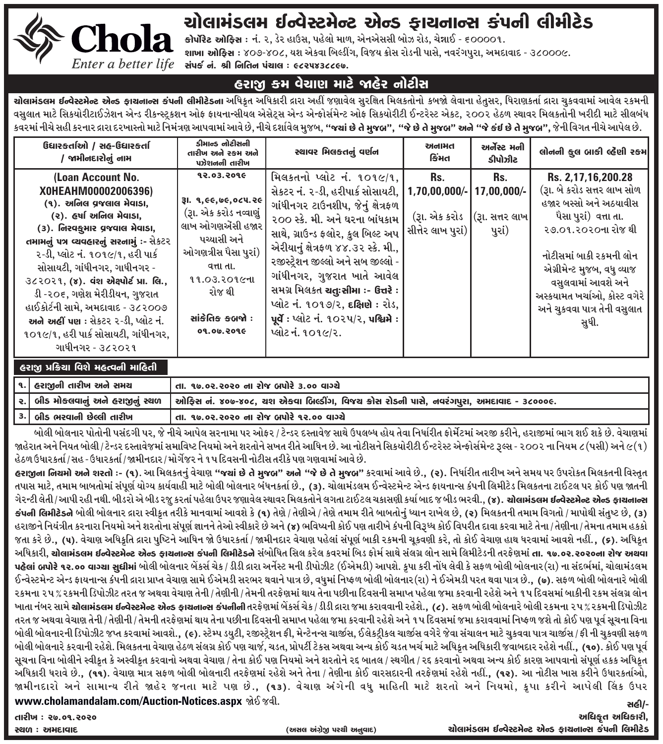# ચોલામંડલમ ઈન્વેસ્ટમેન્ટ એન્ડ ફાયનાન્સ કંપની લીમીટેડ

**Chola**
*Enter a better life*

**કોર્પોરેટ ઓફિસ :** નં. ૨, ડેર હાઉસ, પહેલો માળ, એનએસસી બોઝ રોડ, ચેન્નાઈ - ૬૦૦૦૦૧.
**શાખા ઓફિસ :** ૪૦૭-૪૦૮, યશ એકવા બિલ્ડીંગ, વિજય ક્રોસ રોડની પાસે, નવરંગપુરા, અમદાવાદ - ૩૮૦૦૦૯.
**સંપર્ક નં. શ્રી નિતિન પંચાલ : ૯૮૨૫૪૩૮૯૯૭.**

## હરાજી કમ વેચાણ માટે જાહેર નોટીસ

**ચોલામંડલમ ઈન્વેસ્ટમેન્ટ એન્ડ ફાયનાન્સ કંપની લીમીટેડ**ના અધિકૃત અધિકારી દ્વારા અહીં જણાવેલ સુરક્ષિત મિલકતોનો કબજો લેવાના હેતુસર, ધિરાણકર્તા દ્વારા ચુકવવામાં આવેલ રકમની વસુલાત માટે સિક્યોરીટાઈઝેશન એન્ડ રીકન્સ્ટ્રકશન ઓફ ફાયનાન્સીયલ એસેટ્સ એન્ડ એન્ફોર્સમેન્ટ ઓફ સિક્યોરીટી ઈન્ટરેસ્ટ એક્ટ, ૨૦૦૨ હેઠળ સ્થાવર મિલકતોની ખરીદી માટે સીલબંધ કવરમાં નીચે સહી કરનાર દ્વારા દરખાસ્તો માટે નિમંત્રણ આપવામાં આવે છે, નીચે દર્શાવેલ મુજબ, **"જ્યાં છે તે મુજબ", "જે છે તે મુજબ" અને "જે કંઈ છે તે મુજબ"**, જેની વિગત નીચે આપેલ છે.

| ઉધારકર્તાઓ / સહ-ઉધારકર્તા / જામીનદારોનું નામ | ડીમાન્ડ નોટીસની તારીખ અને રકમ અને પઝેશનની તારીખ | સ્થાવર મિલકતનું વર્ણન | અનામત કિંમત | અર્નેસ્ટ મની ડીપોઝીટ | લોનની કુલ બાકી લ્હેણી રકમ |
|---|---|---|---|---|---|
| **(Loan Account No. X0HEAHM00002006396)** **(૧). અનિલ વ્રજલાલ મેવાડા, (૨). હર્ષા અનિલ મેવાડા, (૩). નિરવકુમાર વ્રજલાલ મેવાડા, તમામનું પત્ર વ્યવહારનું સરનામું :-** સેક્ટર ૨-ડી, પ્લોટ નં. ૧૦૧૯/૧, હરી પાર્ક સોસાયટી, ગાંધીનગર, ગાંધીનગર - ૩૮૨૦૨૧, **(૪). વંશ એક્ષ્પોર્ટ પ્રા. લિ.,** ડી-૨૦૬, ગણેશ મેરીડીયન, ગુજરાત હાઈકોર્ટની સામે, અમદાવાદ - ૩૮૨૦૦૭ **અને અહીં પણ :** સેક્ટર ૨-ડી, પ્લોટ નં. ૧૦૧૯/૧, હરી પાર્ક સોસાયટી, ગાંધીનગર, ગાંધીનગર - ૩૮૨૦૨૧ | **૧૨.૦૩.૨૦૧૯** રૂા. ૧,૯૯,૭૯,૦૮૫.૨૯ (રૂા. એક કરોડ નવ્વાણું લાખ ઓગણએંસી હજાર પચ્યાસી અને ઓગણત્રીસ પૈસા પુરાં) વત્તા તા. ૧૧.૦૩.૨૦૧૯ના રોજ થી **સાંકેતિક કબજો : ૦૧.૦૭.૨૦૧૯** | મિલકતનો પ્લોટ નં. ૧૦૧૯/૧, સેક્ટર નં. ૨-ડી, હરીપાર્ક સોસાયટી, ગાંધીનગર ટાઉનશીપ, જેનું ક્ષેત્રફળ ૨૦૦ સ્કે. મી. અને ઘરના બાંધકામ સાથે, ગ્રાઉન્ડ ફ્લોર, કુલ બિલ્ટ અપ એરીયાનું ક્ષેત્રફળ ૪૪.૩૨ સ્કે. મી., રજીસ્ટ્રેશન જીલ્લો અને સબ જીલ્લો - ગાંધીનગર, ગુજરાત ખાતે આવેલ સમગ્ર મિલકત **ચતુઃસીમા :- ઉત્તરે :** પ્લોટ નં. ૧૦૧૭/૨, **દક્ષિણે :** રોડ, **પૂર્વે :** પ્લોટ નં. ૧૦૨૫/૨, **પશ્ચિમે :** પ્લોટ નં. ૧૦૧૯/૨. | **Rs. 1,70,00,000/-** (રૂા. એક કરોડ સીત્તેર લાખ પુરાં) | **Rs. 17,00,000/-** (રૂા. સત્તર લાખ પુરાં) | **Rs. 2,17,16,200.28** (રૂા. બે કરોડ સત્તર લાખ સોળ હજાર બસ્સો અને અઠયાવીસ પૈસા પુરાં) વત્તા તા. ૨૭.૦૧.૨૦૨૦ના રોજ થી નોટીસમાં બાકી રકમની લોન એગ્રીમેન્ટ મુજબ, વધુ વ્યાજ વસુલવામાં આવશે અને અસ્કયામત ખર્ચાઓ, કોસ્ટ વગેરે અને ચુકવવા પાત્ર તેની વસુલાત સુધી. |

### હરાજી પ્રક્રિયા વિશે મહત્વની માહિતી

| | | |
|---|---|---|
| ૧. | હરાજીની તારીખ અને સમય | તા. ૧૭.૦૨.૨૦૨૦ ના રોજ બપોરે ૩.૦૦ વાગ્યે |
| ૨. | બીડ મોકલવાનું અને હરાજીનું સ્થળ | ઓફિસ નં. ૪૦૭-૪૦૮, યશ એકવા બિલ્ડીંગ, વિજય ક્રોસ રોડની પાસે, નવરંગપુરા, અમદાવાદ - ૩૮૦૦૦૯. |
| ૩. | બીડ ભરવાની છેલ્લી તારીખ | તા. ૧૭.૦૨.૨૦૨૦ ના રોજ બપોરે ૧૨.૦૦ વાગ્યે |

બોલી બોલનાર પોતોની પસંદગી પર, જે નીચે આપેલ સરનામા પર ઓફર / ટેન્ડર દસ્તાવેજ સાથે ઉપલબ્ધ હોય તેવા નિર્ધારીત ફોર્મેટમાં અરજી કરીને, હરાજીમાં ભાગ લઈ શકે છે. વેચાણમાં જાહેરાત અને નિયત બોલી / ટેન્ડર દસ્તાવેજમાં સમાવિષ્ટ નિયમો અને શરતોને સખત રીતે આધિન છે. આ નોટીસને સિક્યોરીટી ઈન્ટરેસ્ટ એન્ફોર્સમેન્ટ રૂલ્સ - ૨૦૦૨ ના નિયમ ૮(પસી) અને ૯(૧) હેઠળ ઉધારકર્તા / સહ - ઉધારકર્તા / જામીનદાર / મોર્ગેજર ને ૧૫ દિવસની નોટીસ તરીકે પણ ગણવામાં આવે છે.

**હરાજીના નિયમો અને શરતો :-** (૧). આ મિલકતનું વેચાણ **"જ્યાં છે તે મુજબ" અને "જે છે તે મુજબ"** કરવામાં આવે છે., (૨). નિર્ધારીત તારીખ અને સમય પર ઉપરોકત મિલકતની વિસ્તૃત તપાસ માટે, તમામ બાબતોમાં સંપૂર્ણ યોગ્ય કાર્યવાહી માટે બોલી બોલનાર બંધનકર્તા છે., (૩). ચોલામંડલમ ઈન્વેસ્ટમેન્ટ એન્ડ ફાયનાન્સ કંપની લિમિટેડ મિલકતના ટાઈટલ પર કોઈ પણ જાતની ગેરન્ટી લેતી / આપી રહી નથી. બીડરો એ બીડ રજુ કરતાં પહેલા ઉપર જણાવેલ સ્થાવર મિલકતોને લગતા ટાઈટલ ચકાસણી કર્યા બાદ જ બીડ ભરવી., (૪). **ચોલામંડલમ ઈન્વેસ્ટમેન્ટ એન્ડ ફાયનાન્સ કંપની લિમિટેડને** બોલી બોલનાર દ્વારા સ્વીકૃત તરીકે માનવામાં આવશે કે (૧) તેણે / તેણીએ / તેણે તમામ રીતે બાબતોનું ધ્યાન રાખેલ છે, (૨) મિલકતની તમામ વિગતો / માપોથી સંતુષ્ટ છે, (૩) હરાજીને નિયંત્રીત કરનારા નિયમો અને શરતોના સંપૂર્ણ જ્ઞાનને તેઓ સ્વીકારે છે અને (૪) ભવિષ્યની કોઈ પણ તારીખે કંપની વિરુધ્ધ કોઈ વિપરીત દાવા કરવા માટે તેના / તેણીના / તેમના તમામ હકકો જતા કરે છે., (૫). વેચાણ અધિકૃતિ દ્વારા પુષ્ટિને આધિન જો ઉધારકર્તા / જામીનદાર વેચાણ પહેલાં સંપૂર્ણ બાકી રકમની ચૂકવણી કરે, તો કોઈ વેચાણ હાથ ધરવામાં આવશે નહીં., (૬). અધિકૃત અધિકારી, **ચોલામંડલમ ઈન્વેસ્ટમેન્ટ એન્ડ ફાયનાન્સ કંપની લિમિટેડને** સંબોધિત સિલ કરેલ કવરમાં બિડ ફોર્મ સાથે સંલગ્ર લોન સામે લિમિટેડની તરફેણમાં **તા. ૧૭.૦૨.૨૦૨૦ના રોજ અથવા પહેલાં બપોરે ૧૨.૦૦ વાગ્યા સુધીમાં** બોલી બોલનાર બેંકર્સ ચેક / ડીડી દ્વારા અર્નેસ્ટ મની ડીપોઝીટ (ઈએમડી) આપશે. કૃપા કરી નોંધ લેવી કે સફળ બોલી બોલનાર(રા) ના સંદર્ભમાં, ચોલામંડલમ ઈન્વેસ્ટમેન્ટ એન્ડ ફાયનાન્સ કંપની દ્વારા પ્રાપ્ત વેચાણ સામે ઈએમડી સરભર થવાને પાત્ર છે, વધુમાં નિષ્ફળ બોલી બોલનાર(રા) ને ઈએમડી પરત થવા પાત્ર છે., (૭). સફળ બોલી બોલનારે બોલી રકમના ૨૫% રકમની ડિપોઝીટ તરત જ અથવા વેચાણ તેની / તેણીની / તેમની તરફેણમાં થાય તેના પછીના દિવસની સમાપ્ત પહેલા જમા કરવાની રહેશે અને ૧૫ દિવસમાં બાકીની રકમ સંલગ્ર લોન ખાતા નંબર સામે **ચોલામંડલમ ઈન્વેસ્ટમેન્ટ એન્ડ ફાયનાન્સ કંપનીની** તરફેણમાં બેંકર્સ ચેક / ડીડી દ્વારા જમા કરાવવાની રહેશે., (૮). સફળ બોલી બોલનારે બોલી રકમના ૨૫% રકમની ડિપોઝીટ તરત જ અથવા વેચાણ તેની / તેણીની / તેમની તરફેણમાં થાય તેના પછીના દિવસની સમાપ્ત પહેલા જમા કરવાની રહેશે અને ૧૫ દિવસમાં જમા કરાવવામાં નિષ્ફળ જશે તો કોઈ પણ પૂર્વ સૂચના વિના બોલી બોલનારની ડિપોઝીટ જપ્ત કરવામાં આવશે., (૯). સ્ટેમ્પ ડયુટી, રજીસ્ટ્રેશન ફી, મેન્ટેનન્સ ચાર્જીસ, ઈલેકટ્રીકલ ચાર્જીસ વગેરે જેવા સંચાલન માટે ચુકવવા પાત્ર ચાર્જીસ / ફી ની ચુકવણી સફળ બોલી બોલનારે કરવાની રહેશે. મિલકતના વેચાણ હેઠળ સંલગ્ર કોઈ પણ ચાર્જ, ચડત, પ્રોપર્ટી ટેકસ અથવા અન્ય કોઈ ચડત ખર્ચ માટે અધિકૃત અધિકારી જવાબદાર રહેશે નહીં., (૧૦). કોઈ પણ પૂર્વ સૂચના વિના બોલીને સ્વીકૃત કે અસ્વીકૃત કરવાનો અથવા વેચાણ / તેના કોઈ પણ નિયમો અને શરતોને રદ બાતલ / સ્થગીત / રદ કરવાનો અથવા અન્ય કોઈ કારણ આપવાનો સંપૂર્ણ હકક અધિકૃત અધિકારી ધરાવે છે., (૧૧). વેચાણ માત્ર સફળ બોલી બોલનારી તરફેણમાં રહેશે અને તેના / તેણીના કોઈ વારસદારની તરફેણમાં રહેશે નહીં., (૧૨). આ નોટીસ ખાસ કરીને ઉધારકર્તાઓ, જામીનદારો અને સામાન્ય રીતે જાહેર જનતા માટે પણ છે., (૧૩). વેચાણ અંગેની વધુ માહિતી માટે શરતો અને નિયમો, કૃપા કરીને આપેલી લિંક ઉપર **www.cholamandalam.com/Auction-Notices.aspx** જોઈ જવી.

**તારીખ : ૨૭.૦૧.૨૦૨૦**
**સ્થળ : અમદાવાદ**

(અસલ અંગ્રેજી પરથી અનુવાદ)

**સહી/-**
**અધિકૃત અધિકારી,**
**ચોલામંડલમ ઈન્વેસ્ટમેન્ટ એન્ડ ફાયનાન્સ કંપની લિમિટેડ**